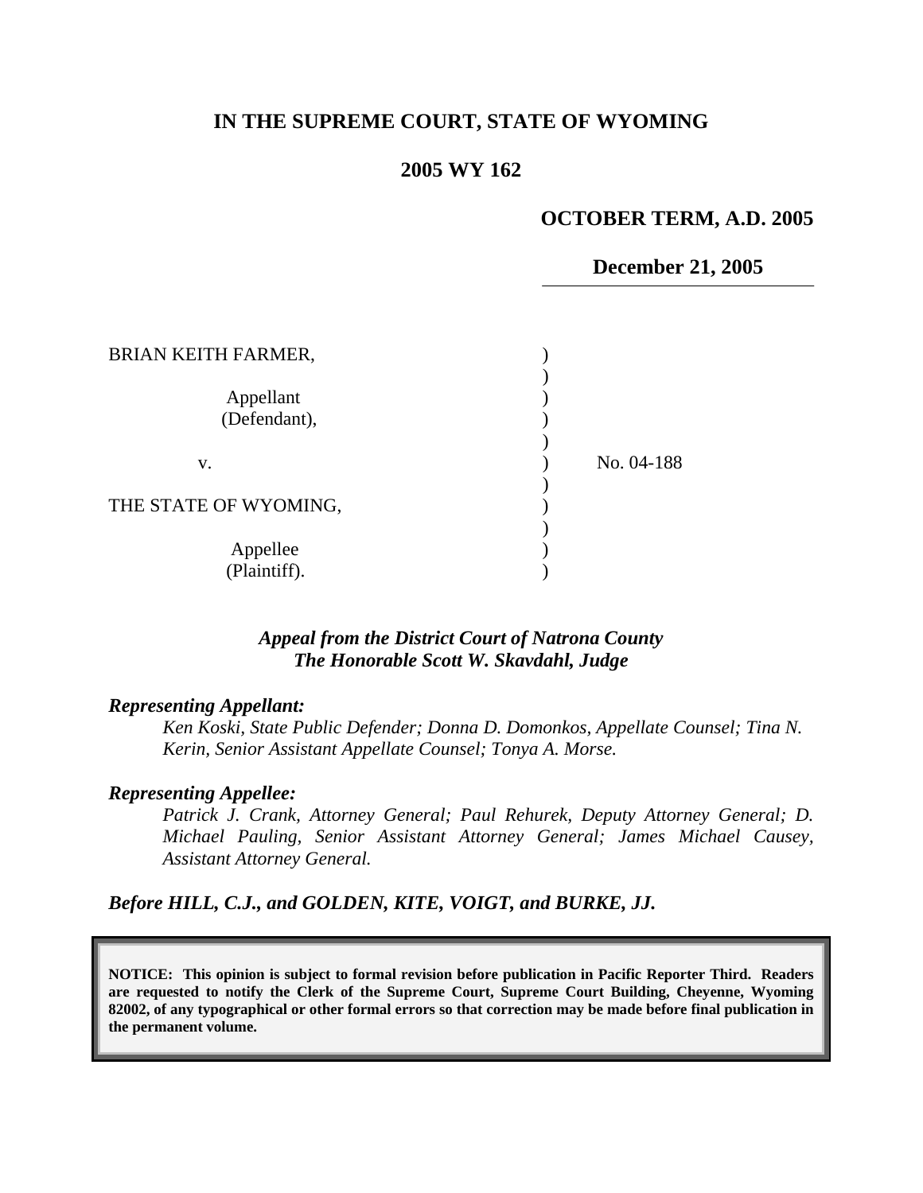# IN THE SUPREME COURT, STATE OF WYOMING

## 2005 WY 162

**OCTOBER TERM, A.D. 2005**

**December 21, 2005**

BRIAN KEITH FARMER,

Appellant (Defendant),

v.

THE STATE OF WYOMING,

Appellee (Plaintiff).

No. 04-188

*Appeal from the District Court of Natrona County*
*The Honorable Scott W. Skavdahl, Judge*

***Representing Appellant:***

*Ken Koski, State Public Defender; Donna D. Domonkos, Appellate Counsel; Tina N. Kerin, Senior Assistant Appellate Counsel; Tonya A. Morse.*

***Representing Appellee:***

*Patrick J. Crank, Attorney General; Paul Rehurek, Deputy Attorney General; D. Michael Pauling, Senior Assistant Attorney General; James Michael Causey, Assistant Attorney General.*

***Before HILL, C.J., and GOLDEN, KITE, VOIGT, and BURKE, JJ.***

**NOTICE: This opinion is subject to formal revision before publication in Pacific Reporter Third. Readers are requested to notify the Clerk of the Supreme Court, Supreme Court Building, Cheyenne, Wyoming 82002, of any typographical or other formal errors so that correction may be made before final publication in the permanent volume.**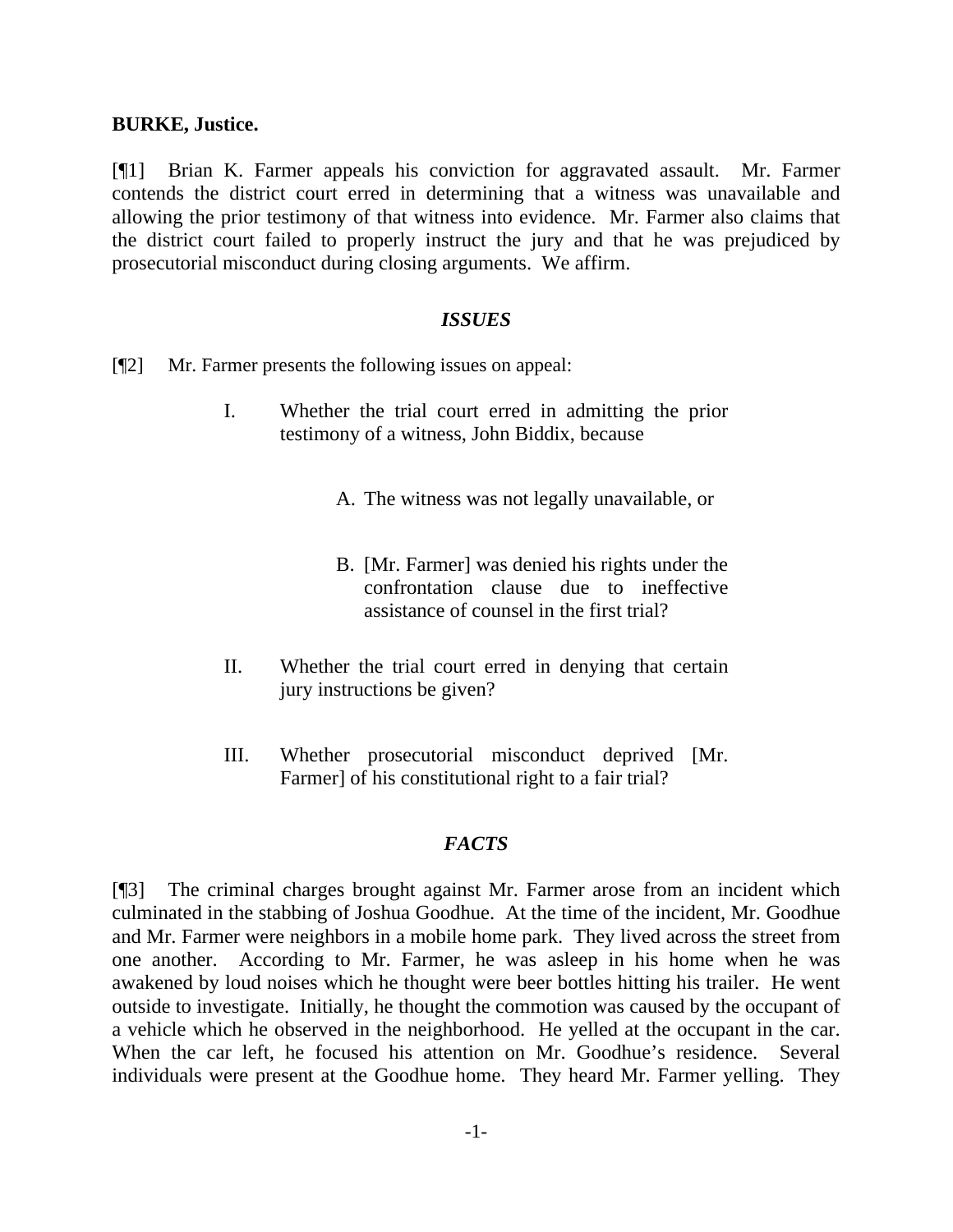**BURKE, Justice.**

[¶1] Brian K. Farmer appeals his conviction for aggravated assault. Mr. Farmer contends the district court erred in determining that a witness was unavailable and allowing the prior testimony of that witness into evidence. Mr. Farmer also claims that the district court failed to properly instruct the jury and that he was prejudiced by prosecutorial misconduct during closing arguments. We affirm.

### *ISSUES*

[¶2] Mr. Farmer presents the following issues on appeal:

> I. Whether the trial court erred in admitting the prior testimony of a witness, John Biddix, because
>
> > A. The witness was not legally unavailable, or
> >
> > B. [Mr. Farmer] was denied his rights under the confrontation clause due to ineffective assistance of counsel in the first trial?
>
> II. Whether the trial court erred in denying that certain jury instructions be given?
>
> III. Whether prosecutorial misconduct deprived [Mr. Farmer] of his constitutional right to a fair trial?

### *FACTS*

[¶3] The criminal charges brought against Mr. Farmer arose from an incident which culminated in the stabbing of Joshua Goodhue. At the time of the incident, Mr. Goodhue and Mr. Farmer were neighbors in a mobile home park. They lived across the street from one another. According to Mr. Farmer, he was asleep in his home when he was awakened by loud noises which he thought were beer bottles hitting his trailer. He went outside to investigate. Initially, he thought the commotion was caused by the occupant of a vehicle which he observed in the neighborhood. He yelled at the occupant in the car. When the car left, he focused his attention on Mr. Goodhue's residence. Several individuals were present at the Goodhue home. They heard Mr. Farmer yelling. They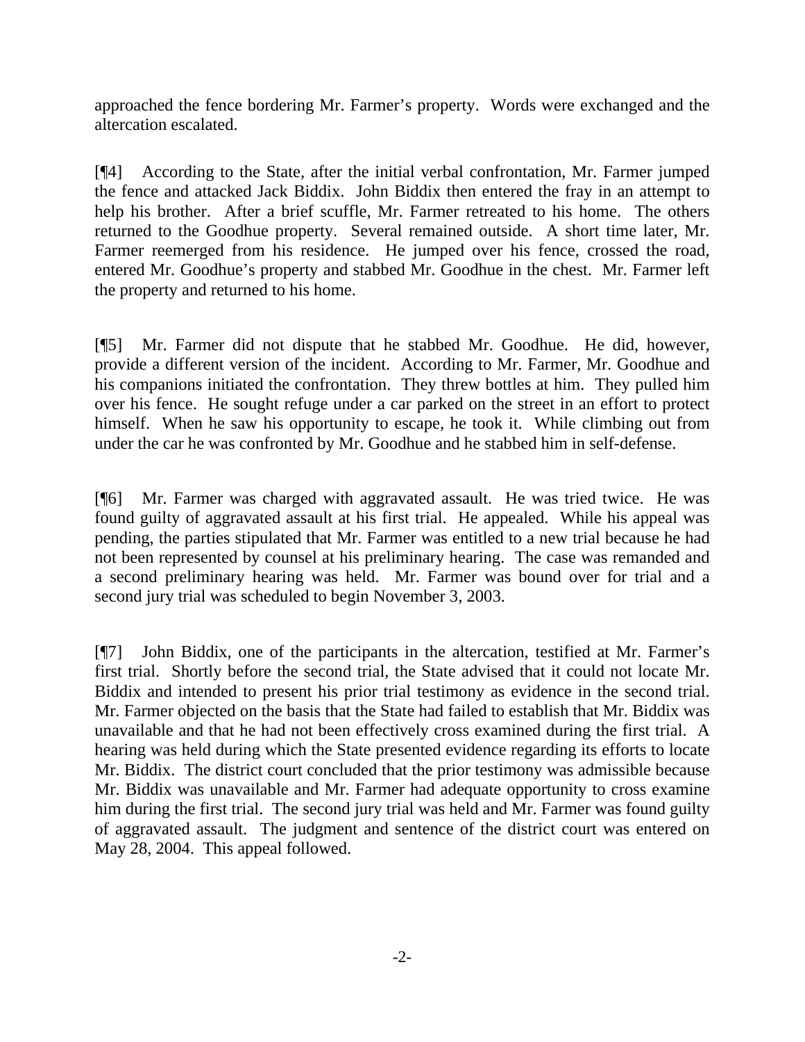approached the fence bordering Mr. Farmer's property. Words were exchanged and the altercation escalated.

[¶4] According to the State, after the initial verbal confrontation, Mr. Farmer jumped the fence and attacked Jack Biddix. John Biddix then entered the fray in an attempt to help his brother. After a brief scuffle, Mr. Farmer retreated to his home. The others returned to the Goodhue property. Several remained outside. A short time later, Mr. Farmer reemerged from his residence. He jumped over his fence, crossed the road, entered Mr. Goodhue's property and stabbed Mr. Goodhue in the chest. Mr. Farmer left the property and returned to his home.

[¶5] Mr. Farmer did not dispute that he stabbed Mr. Goodhue. He did, however, provide a different version of the incident. According to Mr. Farmer, Mr. Goodhue and his companions initiated the confrontation. They threw bottles at him. They pulled him over his fence. He sought refuge under a car parked on the street in an effort to protect himself. When he saw his opportunity to escape, he took it. While climbing out from under the car he was confronted by Mr. Goodhue and he stabbed him in self-defense.

[¶6] Mr. Farmer was charged with aggravated assault. He was tried twice. He was found guilty of aggravated assault at his first trial. He appealed. While his appeal was pending, the parties stipulated that Mr. Farmer was entitled to a new trial because he had not been represented by counsel at his preliminary hearing. The case was remanded and a second preliminary hearing was held. Mr. Farmer was bound over for trial and a second jury trial was scheduled to begin November 3, 2003.

[¶7] John Biddix, one of the participants in the altercation, testified at Mr. Farmer's first trial. Shortly before the second trial, the State advised that it could not locate Mr. Biddix and intended to present his prior trial testimony as evidence in the second trial. Mr. Farmer objected on the basis that the State had failed to establish that Mr. Biddix was unavailable and that he had not been effectively cross examined during the first trial. A hearing was held during which the State presented evidence regarding its efforts to locate Mr. Biddix. The district court concluded that the prior testimony was admissible because Mr. Biddix was unavailable and Mr. Farmer had adequate opportunity to cross examine him during the first trial. The second jury trial was held and Mr. Farmer was found guilty of aggravated assault. The judgment and sentence of the district court was entered on May 28, 2004. This appeal followed.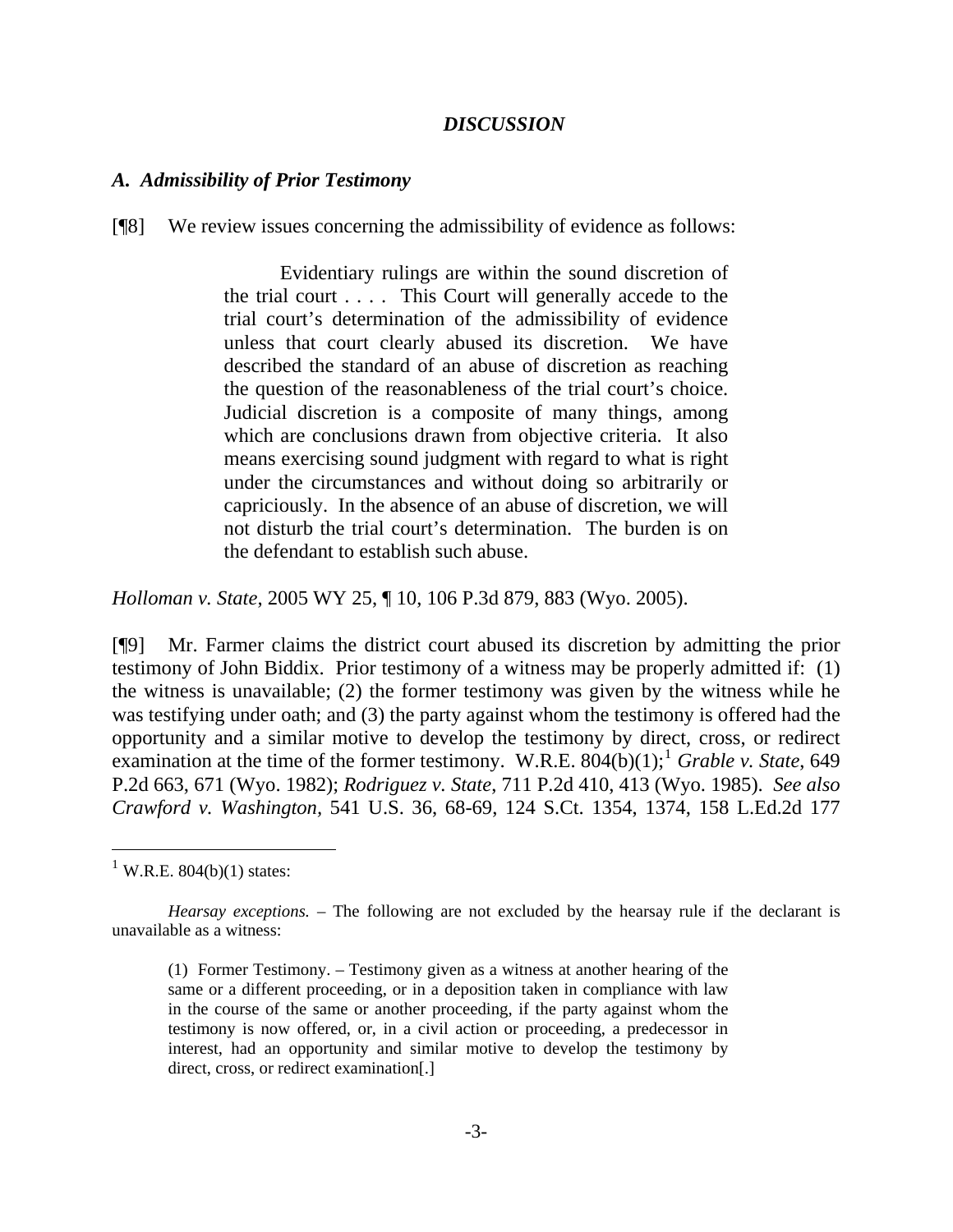## *DISCUSSION*

### *A. Admissibility of Prior Testimony*

[¶8] We review issues concerning the admissibility of evidence as follows:

> Evidentiary rulings are within the sound discretion of the trial court . . . . This Court will generally accede to the trial court's determination of the admissibility of evidence unless that court clearly abused its discretion. We have described the standard of an abuse of discretion as reaching the question of the reasonableness of the trial court's choice. Judicial discretion is a composite of many things, among which are conclusions drawn from objective criteria. It also means exercising sound judgment with regard to what is right under the circumstances and without doing so arbitrarily or capriciously. In the absence of an abuse of discretion, we will not disturb the trial court's determination. The burden is on the defendant to establish such abuse.

*Holloman v. State*, 2005 WY 25, ¶ 10, 106 P.3d 879, 883 (Wyo. 2005).

[¶9] Mr. Farmer claims the district court abused its discretion by admitting the prior testimony of John Biddix. Prior testimony of a witness may be properly admitted if: (1) the witness is unavailable; (2) the former testimony was given by the witness while he was testifying under oath; and (3) the party against whom the testimony is offered had the opportunity and a similar motive to develop the testimony by direct, cross, or redirect examination at the time of the former testimony. W.R.E. 804(b)(1);[1] *Grable v. State*, 649 P.2d 663, 671 (Wyo. 1982); *Rodriguez v. State*, 711 P.2d 410, 413 (Wyo. 1985). *See also Crawford v. Washington,* 541 U.S. 36, 68-69, 124 S.Ct. 1354, 1374, 158 L.Ed.2d 177

---

[1] W.R.E. 804(b)(1) states:

*Hearsay exceptions.* – The following are not excluded by the hearsay rule if the declarant is unavailable as a witness:

> (1) Former Testimony. – Testimony given as a witness at another hearing of the same or a different proceeding, or in a deposition taken in compliance with law in the course of the same or another proceeding, if the party against whom the testimony is now offered, or, in a civil action or proceeding, a predecessor in interest, had an opportunity and similar motive to develop the testimony by direct, cross, or redirect examination[.]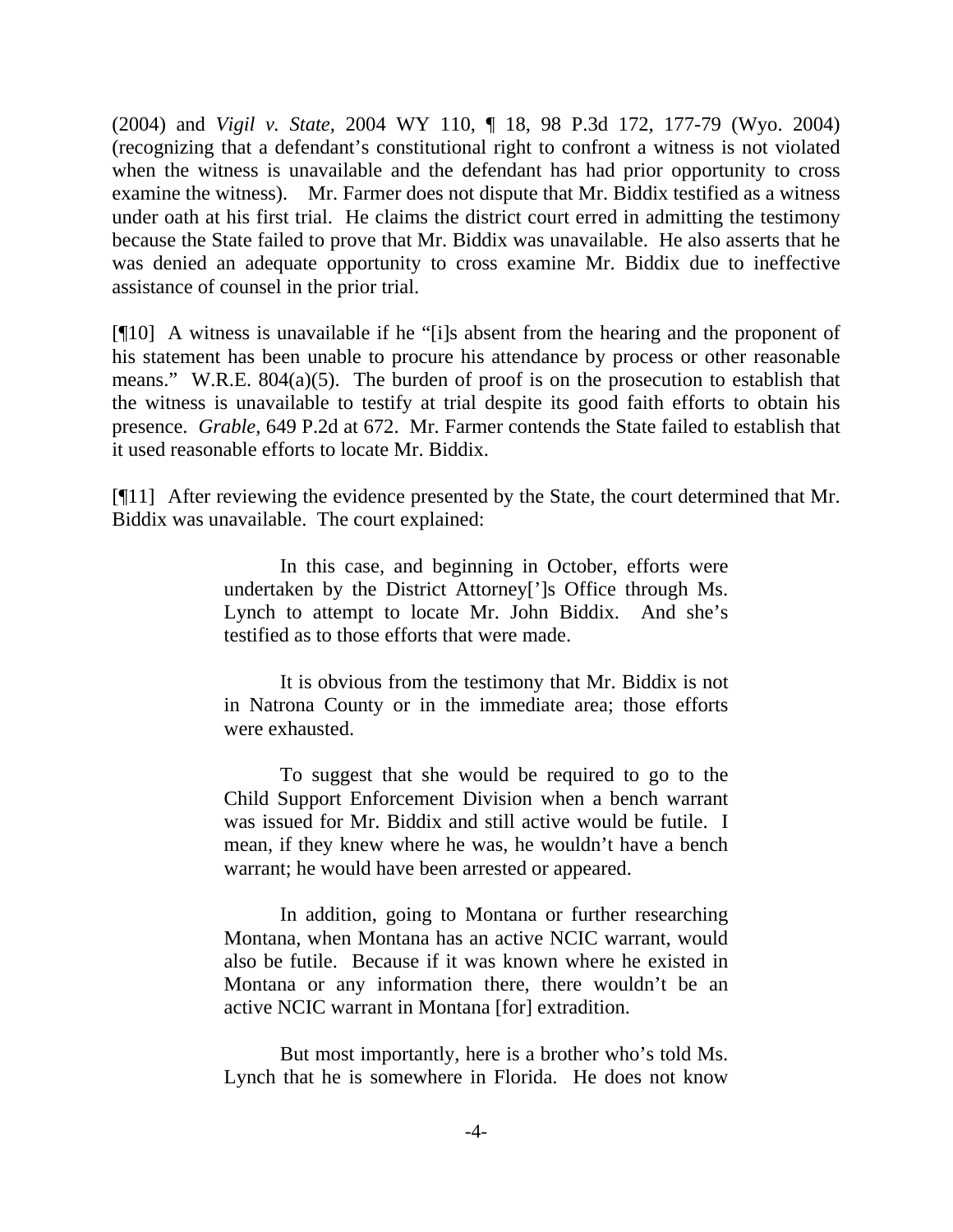(2004) and *Vigil v. State*, 2004 WY 110, ¶ 18, 98 P.3d 172, 177-79 (Wyo. 2004) (recognizing that a defendant's constitutional right to confront a witness is not violated when the witness is unavailable and the defendant has had prior opportunity to cross examine the witness). Mr. Farmer does not dispute that Mr. Biddix testified as a witness under oath at his first trial. He claims the district court erred in admitting the testimony because the State failed to prove that Mr. Biddix was unavailable. He also asserts that he was denied an adequate opportunity to cross examine Mr. Biddix due to ineffective assistance of counsel in the prior trial.

[¶10] A witness is unavailable if he "[i]s absent from the hearing and the proponent of his statement has been unable to procure his attendance by process or other reasonable means." W.R.E. 804(a)(5). The burden of proof is on the prosecution to establish that the witness is unavailable to testify at trial despite its good faith efforts to obtain his presence. *Grable*, 649 P.2d at 672. Mr. Farmer contends the State failed to establish that it used reasonable efforts to locate Mr. Biddix.

[¶11] After reviewing the evidence presented by the State, the court determined that Mr. Biddix was unavailable. The court explained:

> In this case, and beginning in October, efforts were undertaken by the District Attorney[']s Office through Ms. Lynch to attempt to locate Mr. John Biddix. And she's testified as to those efforts that were made.
>
> It is obvious from the testimony that Mr. Biddix is not in Natrona County or in the immediate area; those efforts were exhausted.
>
> To suggest that she would be required to go to the Child Support Enforcement Division when a bench warrant was issued for Mr. Biddix and still active would be futile. I mean, if they knew where he was, he wouldn't have a bench warrant; he would have been arrested or appeared.
>
> In addition, going to Montana or further researching Montana, when Montana has an active NCIC warrant, would also be futile. Because if it was known where he existed in Montana or any information there, there wouldn't be an active NCIC warrant in Montana [for] extradition.
>
> But most importantly, here is a brother who's told Ms. Lynch that he is somewhere in Florida. He does not know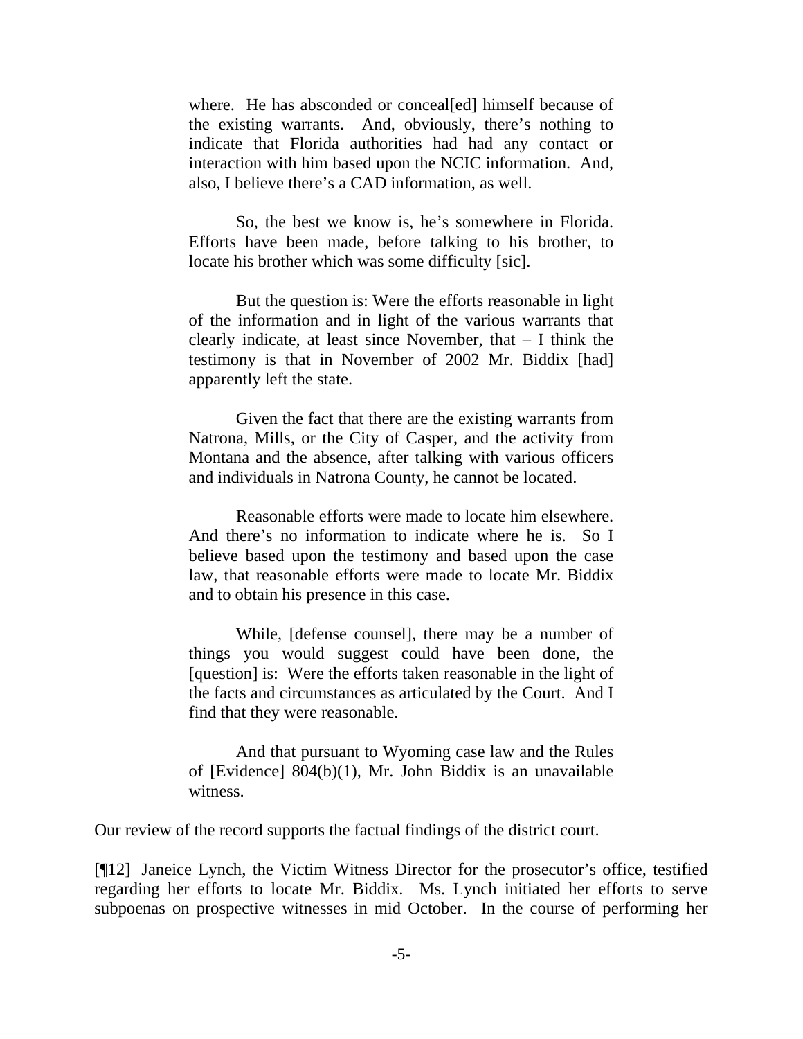> where. He has absconded or conceal[ed] himself because of the existing warrants. And, obviously, there's nothing to indicate that Florida authorities had had any contact or interaction with him based upon the NCIC information. And, also, I believe there's a CAD information, as well.
>
> So, the best we know is, he's somewhere in Florida. Efforts have been made, before talking to his brother, to locate his brother which was some difficulty [sic].
>
> But the question is: Were the efforts reasonable in light of the information and in light of the various warrants that clearly indicate, at least since November, that – I think the testimony is that in November of 2002 Mr. Biddix [had] apparently left the state.
>
> Given the fact that there are the existing warrants from Natrona, Mills, or the City of Casper, and the activity from Montana and the absence, after talking with various officers and individuals in Natrona County, he cannot be located.
>
> Reasonable efforts were made to locate him elsewhere. And there's no information to indicate where he is. So I believe based upon the testimony and based upon the case law, that reasonable efforts were made to locate Mr. Biddix and to obtain his presence in this case.
>
> While, [defense counsel], there may be a number of things you would suggest could have been done, the [question] is: Were the efforts taken reasonable in the light of the facts and circumstances as articulated by the Court. And I find that they were reasonable.
>
> And that pursuant to Wyoming case law and the Rules of [Evidence] 804(b)(1), Mr. John Biddix is an unavailable witness.

Our review of the record supports the factual findings of the district court.

[¶12] Janeice Lynch, the Victim Witness Director for the prosecutor's office, testified regarding her efforts to locate Mr. Biddix. Ms. Lynch initiated her efforts to serve subpoenas on prospective witnesses in mid October. In the course of performing her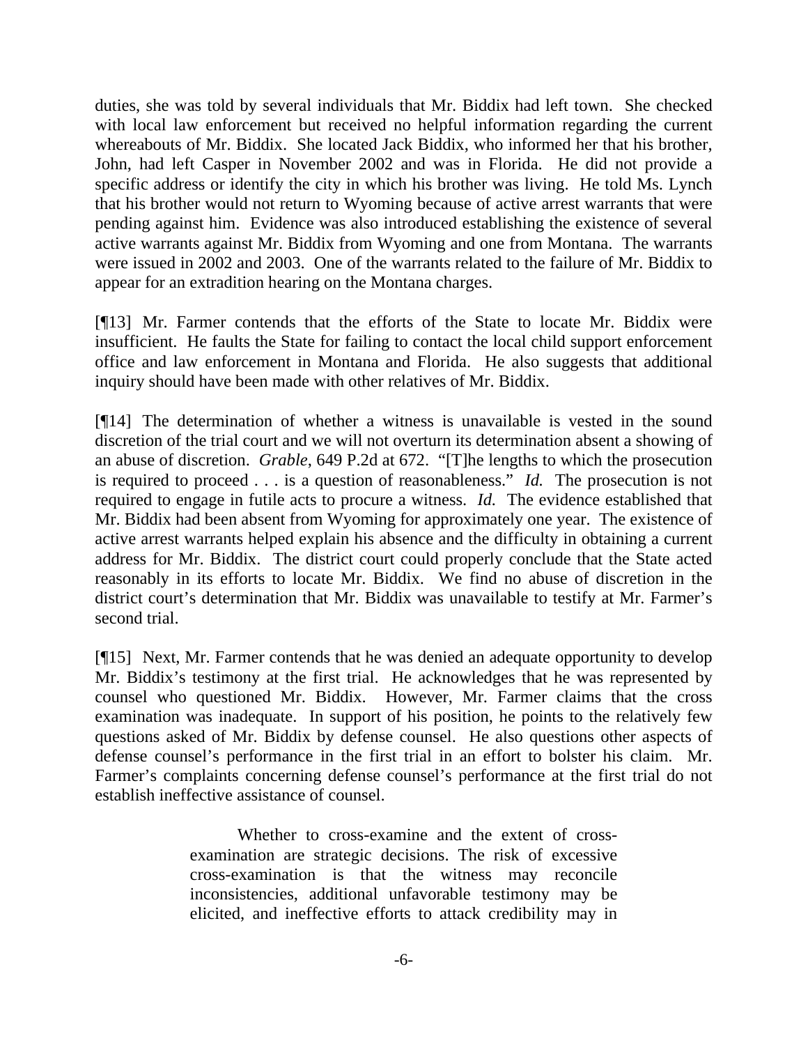duties, she was told by several individuals that Mr. Biddix had left town. She checked with local law enforcement but received no helpful information regarding the current whereabouts of Mr. Biddix. She located Jack Biddix, who informed her that his brother, John, had left Casper in November 2002 and was in Florida. He did not provide a specific address or identify the city in which his brother was living. He told Ms. Lynch that his brother would not return to Wyoming because of active arrest warrants that were pending against him. Evidence was also introduced establishing the existence of several active warrants against Mr. Biddix from Wyoming and one from Montana. The warrants were issued in 2002 and 2003. One of the warrants related to the failure of Mr. Biddix to appear for an extradition hearing on the Montana charges.

[¶13] Mr. Farmer contends that the efforts of the State to locate Mr. Biddix were insufficient. He faults the State for failing to contact the local child support enforcement office and law enforcement in Montana and Florida. He also suggests that additional inquiry should have been made with other relatives of Mr. Biddix.

[¶14] The determination of whether a witness is unavailable is vested in the sound discretion of the trial court and we will not overturn its determination absent a showing of an abuse of discretion. *Grable*, 649 P.2d at 672. "[T]he lengths to which the prosecution is required to proceed . . . is a question of reasonableness." *Id.* The prosecution is not required to engage in futile acts to procure a witness. *Id.* The evidence established that Mr. Biddix had been absent from Wyoming for approximately one year. The existence of active arrest warrants helped explain his absence and the difficulty in obtaining a current address for Mr. Biddix. The district court could properly conclude that the State acted reasonably in its efforts to locate Mr. Biddix. We find no abuse of discretion in the district court's determination that Mr. Biddix was unavailable to testify at Mr. Farmer's second trial.

[¶15] Next, Mr. Farmer contends that he was denied an adequate opportunity to develop Mr. Biddix's testimony at the first trial. He acknowledges that he was represented by counsel who questioned Mr. Biddix. However, Mr. Farmer claims that the cross examination was inadequate. In support of his position, he points to the relatively few questions asked of Mr. Biddix by defense counsel. He also questions other aspects of defense counsel's performance in the first trial in an effort to bolster his claim. Mr. Farmer's complaints concerning defense counsel's performance at the first trial do not establish ineffective assistance of counsel.

> Whether to cross-examine and the extent of cross-examination are strategic decisions. The risk of excessive cross-examination is that the witness may reconcile inconsistencies, additional unfavorable testimony may be elicited, and ineffective efforts to attack credibility may in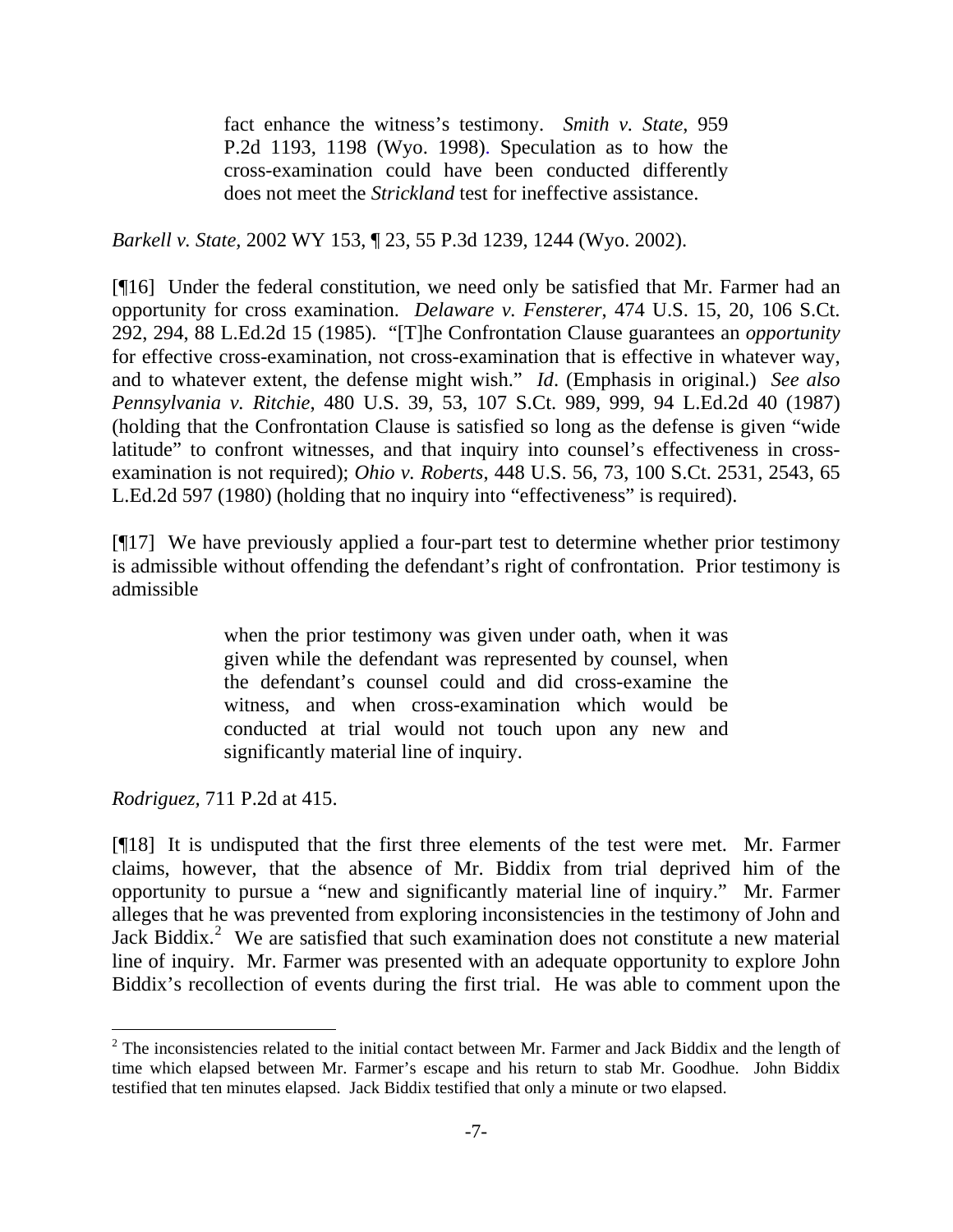> fact enhance the witness's testimony. *Smith v. State*, 959 P.2d 1193, 1198 (Wyo. 1998). Speculation as to how the cross-examination could have been conducted differently does not meet the *Strickland* test for ineffective assistance.

*Barkell v. State*, 2002 WY 153, ¶ 23, 55 P.3d 1239, 1244 (Wyo. 2002).

[¶16] Under the federal constitution, we need only be satisfied that Mr. Farmer had an opportunity for cross examination. *Delaware v. Fensterer*, 474 U.S. 15, 20, 106 S.Ct. 292, 294, 88 L.Ed.2d 15 (1985). "[T]he Confrontation Clause guarantees an *opportunity* for effective cross-examination, not cross-examination that is effective in whatever way, and to whatever extent, the defense might wish." *Id*. (Emphasis in original.) *See also Pennsylvania v. Ritchie*, 480 U.S. 39, 53, 107 S.Ct. 989, 999, 94 L.Ed.2d 40 (1987) (holding that the Confrontation Clause is satisfied so long as the defense is given "wide latitude" to confront witnesses, and that inquiry into counsel's effectiveness in cross-examination is not required); *Ohio v. Roberts*, 448 U.S. 56, 73, 100 S.Ct. 2531, 2543, 65 L.Ed.2d 597 (1980) (holding that no inquiry into "effectiveness" is required).

[¶17] We have previously applied a four-part test to determine whether prior testimony is admissible without offending the defendant's right of confrontation. Prior testimony is admissible

> when the prior testimony was given under oath, when it was given while the defendant was represented by counsel, when the defendant's counsel could and did cross-examine the witness, and when cross-examination which would be conducted at trial would not touch upon any new and significantly material line of inquiry.

*Rodriguez*, 711 P.2d at 415.

[¶18] It is undisputed that the first three elements of the test were met. Mr. Farmer claims, however, that the absence of Mr. Biddix from trial deprived him of the opportunity to pursue a "new and significantly material line of inquiry." Mr. Farmer alleges that he was prevented from exploring inconsistencies in the testimony of John and Jack Biddix.[2] We are satisfied that such examination does not constitute a new material line of inquiry. Mr. Farmer was presented with an adequate opportunity to explore John Biddix's recollection of events during the first trial. He was able to comment upon the

[2] The inconsistencies related to the initial contact between Mr. Farmer and Jack Biddix and the length of time which elapsed between Mr. Farmer's escape and his return to stab Mr. Goodhue. John Biddix testified that ten minutes elapsed. Jack Biddix testified that only a minute or two elapsed.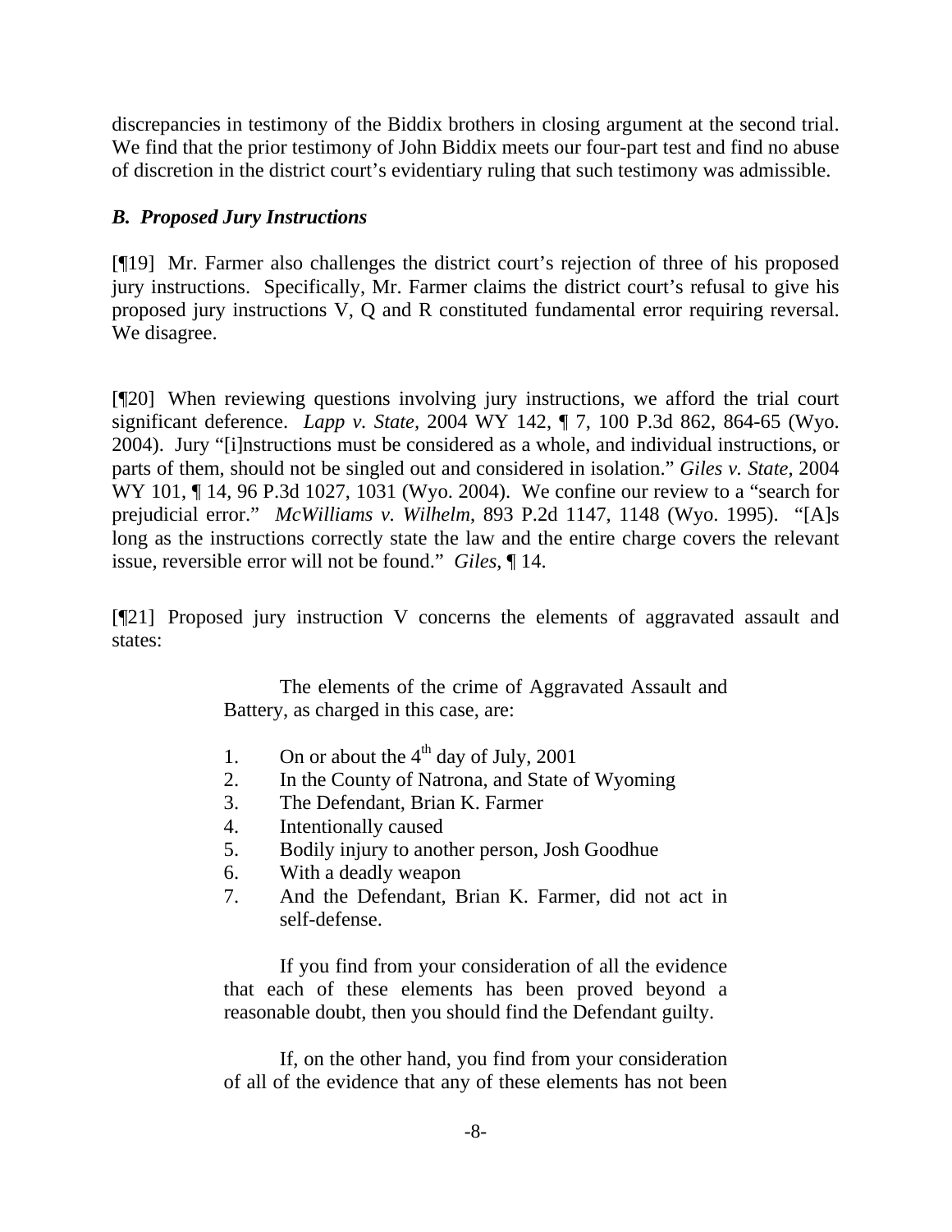discrepancies in testimony of the Biddix brothers in closing argument at the second trial. We find that the prior testimony of John Biddix meets our four-part test and find no abuse of discretion in the district court's evidentiary ruling that such testimony was admissible.

### *B. Proposed Jury Instructions*

[¶19] Mr. Farmer also challenges the district court's rejection of three of his proposed jury instructions. Specifically, Mr. Farmer claims the district court's refusal to give his proposed jury instructions V, Q and R constituted fundamental error requiring reversal. We disagree.

[¶20] When reviewing questions involving jury instructions, we afford the trial court significant deference. *Lapp v. State*, 2004 WY 142, ¶ 7, 100 P.3d 862, 864-65 (Wyo. 2004). Jury "[i]nstructions must be considered as a whole, and individual instructions, or parts of them, should not be singled out and considered in isolation." *Giles v. State*, 2004 WY 101, ¶ 14, 96 P.3d 1027, 1031 (Wyo. 2004). We confine our review to a "search for prejudicial error." *McWilliams v. Wilhelm*, 893 P.2d 1147, 1148 (Wyo. 1995). "[A]s long as the instructions correctly state the law and the entire charge covers the relevant issue, reversible error will not be found." *Giles*, ¶ 14.

[¶21] Proposed jury instruction V concerns the elements of aggravated assault and states:

> The elements of the crime of Aggravated Assault and Battery, as charged in this case, are:
>
> 1. On or about the 4th day of July, 2001
> 2. In the County of Natrona, and State of Wyoming
> 3. The Defendant, Brian K. Farmer
> 4. Intentionally caused
> 5. Bodily injury to another person, Josh Goodhue
> 6. With a deadly weapon
> 7. And the Defendant, Brian K. Farmer, did not act in self-defense.
>
> If you find from your consideration of all the evidence that each of these elements has been proved beyond a reasonable doubt, then you should find the Defendant guilty.
>
> If, on the other hand, you find from your consideration of all of the evidence that any of these elements has not been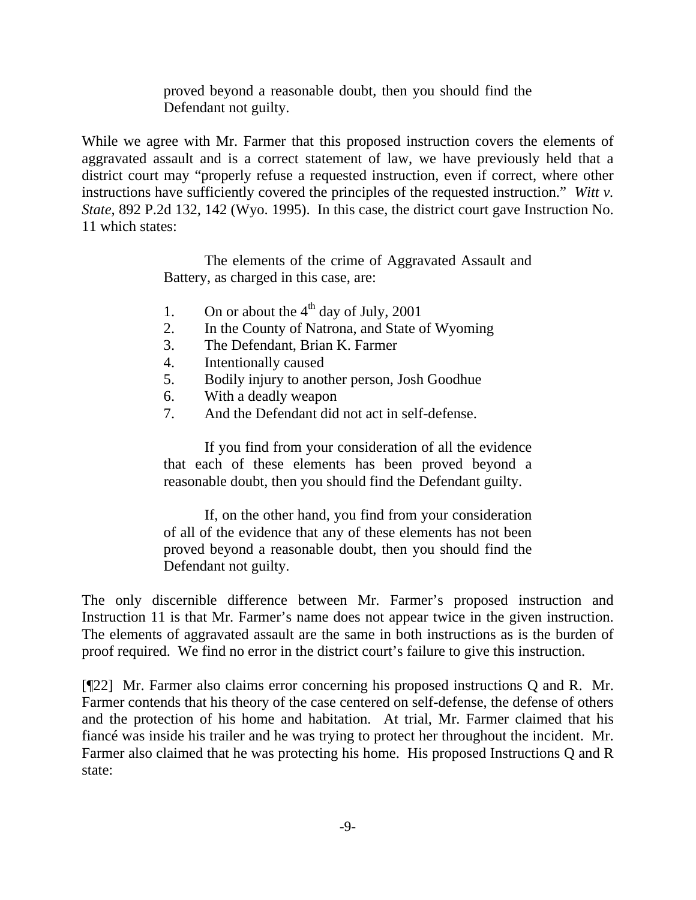> proved beyond a reasonable doubt, then you should find the Defendant not guilty.

While we agree with Mr. Farmer that this proposed instruction covers the elements of aggravated assault and is a correct statement of law, we have previously held that a district court may "properly refuse a requested instruction, even if correct, where other instructions have sufficiently covered the principles of the requested instruction." *Witt v. State*, 892 P.2d 132, 142 (Wyo. 1995). In this case, the district court gave Instruction No. 11 which states:

> The elements of the crime of Aggravated Assault and Battery, as charged in this case, are:
>
> 1. On or about the 4th day of July, 2001
> 2. In the County of Natrona, and State of Wyoming
> 3. The Defendant, Brian K. Farmer
> 4. Intentionally caused
> 5. Bodily injury to another person, Josh Goodhue
> 6. With a deadly weapon
> 7. And the Defendant did not act in self-defense.
>
> If you find from your consideration of all the evidence that each of these elements has been proved beyond a reasonable doubt, then you should find the Defendant guilty.
>
> If, on the other hand, you find from your consideration of all of the evidence that any of these elements has not been proved beyond a reasonable doubt, then you should find the Defendant not guilty.

The only discernible difference between Mr. Farmer's proposed instruction and Instruction 11 is that Mr. Farmer's name does not appear twice in the given instruction. The elements of aggravated assault are the same in both instructions as is the burden of proof required. We find no error in the district court's failure to give this instruction.

[¶22] Mr. Farmer also claims error concerning his proposed instructions Q and R. Mr. Farmer contends that his theory of the case centered on self-defense, the defense of others and the protection of his home and habitation. At trial, Mr. Farmer claimed that his fiancé was inside his trailer and he was trying to protect her throughout the incident. Mr. Farmer also claimed that he was protecting his home. His proposed Instructions Q and R state: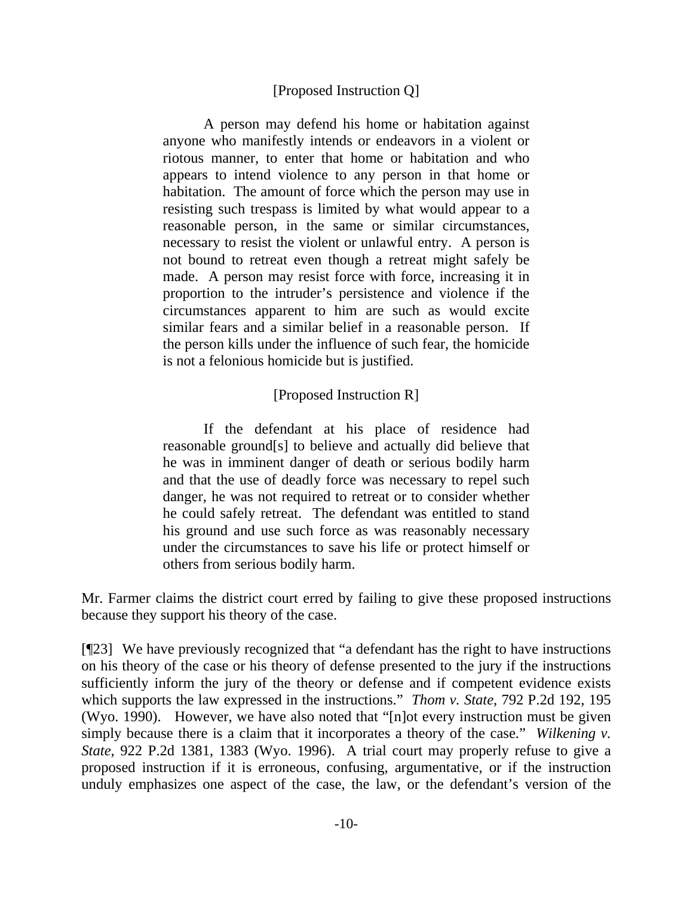[Proposed Instruction Q]

> A person may defend his home or habitation against anyone who manifestly intends or endeavors in a violent or riotous manner, to enter that home or habitation and who appears to intend violence to any person in that home or habitation. The amount of force which the person may use in resisting such trespass is limited by what would appear to a reasonable person, in the same or similar circumstances, necessary to resist the violent or unlawful entry. A person is not bound to retreat even though a retreat might safely be made. A person may resist force with force, increasing it in proportion to the intruder's persistence and violence if the circumstances apparent to him are such as would excite similar fears and a similar belief in a reasonable person. If the person kills under the influence of such fear, the homicide is not a felonious homicide but is justified.

[Proposed Instruction R]

> If the defendant at his place of residence had reasonable ground[s] to believe and actually did believe that he was in imminent danger of death or serious bodily harm and that the use of deadly force was necessary to repel such danger, he was not required to retreat or to consider whether he could safely retreat. The defendant was entitled to stand his ground and use such force as was reasonably necessary under the circumstances to save his life or protect himself or others from serious bodily harm.

Mr. Farmer claims the district court erred by failing to give these proposed instructions because they support his theory of the case.

[¶23] We have previously recognized that "a defendant has the right to have instructions on his theory of the case or his theory of defense presented to the jury if the instructions sufficiently inform the jury of the theory or defense and if competent evidence exists which supports the law expressed in the instructions." *Thom v. State*, 792 P.2d 192, 195 (Wyo. 1990). However, we have also noted that "[n]ot every instruction must be given simply because there is a claim that it incorporates a theory of the case." *Wilkening v. State*, 922 P.2d 1381, 1383 (Wyo. 1996). A trial court may properly refuse to give a proposed instruction if it is erroneous, confusing, argumentative, or if the instruction unduly emphasizes one aspect of the case, the law, or the defendant's version of the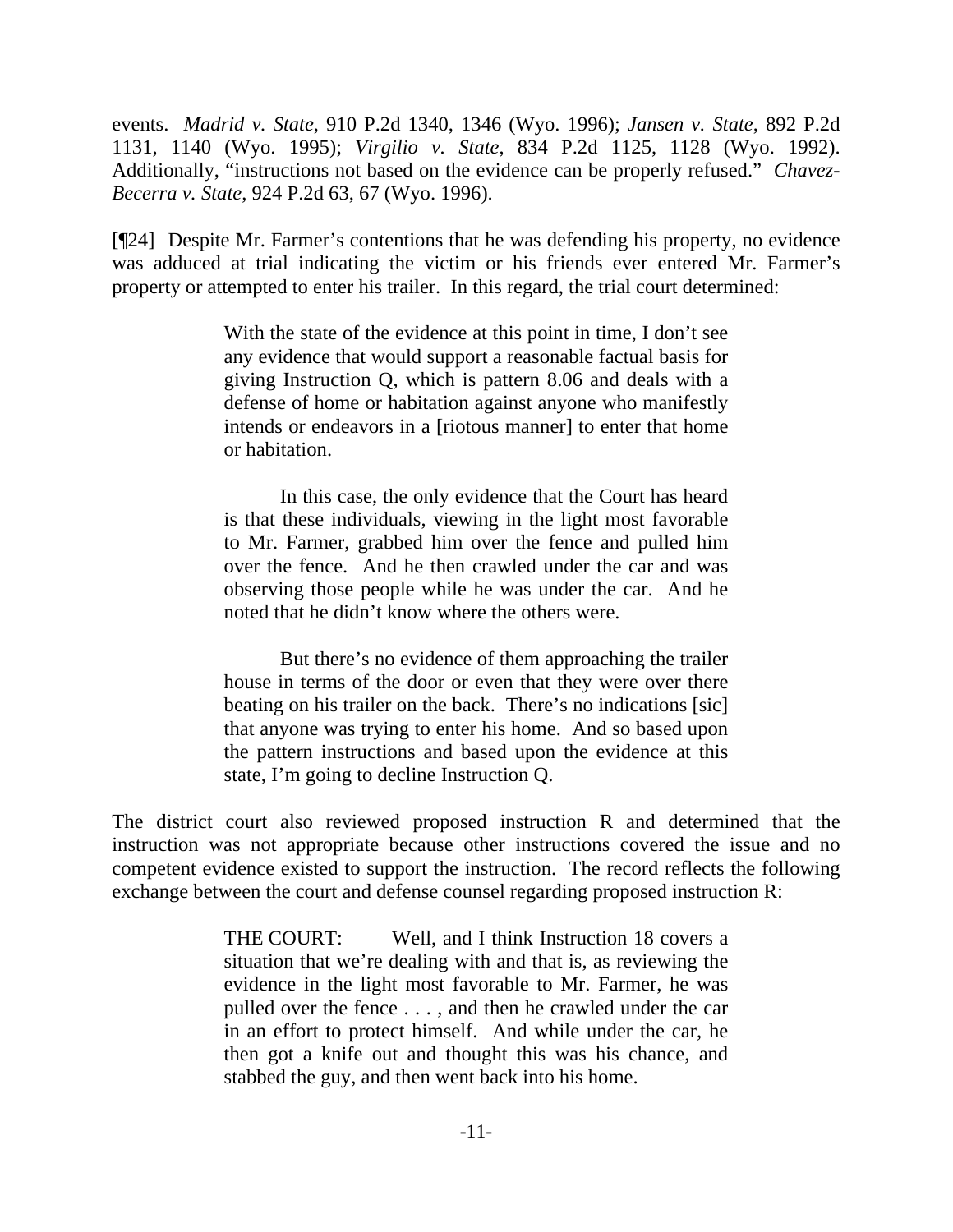events. *Madrid v. State*, 910 P.2d 1340, 1346 (Wyo. 1996); *Jansen v. State,* 892 P.2d 1131, 1140 (Wyo. 1995); *Virgilio v. State*, 834 P.2d 1125, 1128 (Wyo. 1992). Additionally, "instructions not based on the evidence can be properly refused." *Chavez-Becerra v. State*, 924 P.2d 63, 67 (Wyo. 1996).

[¶24] Despite Mr. Farmer's contentions that he was defending his property, no evidence was adduced at trial indicating the victim or his friends ever entered Mr. Farmer's property or attempted to enter his trailer. In this regard, the trial court determined:

> With the state of the evidence at this point in time, I don't see any evidence that would support a reasonable factual basis for giving Instruction Q, which is pattern 8.06 and deals with a defense of home or habitation against anyone who manifestly intends or endeavors in a [riotous manner] to enter that home or habitation.
>
> In this case, the only evidence that the Court has heard is that these individuals, viewing in the light most favorable to Mr. Farmer, grabbed him over the fence and pulled him over the fence. And he then crawled under the car and was observing those people while he was under the car. And he noted that he didn't know where the others were.
>
> But there's no evidence of them approaching the trailer house in terms of the door or even that they were over there beating on his trailer on the back. There's no indications [sic] that anyone was trying to enter his home. And so based upon the pattern instructions and based upon the evidence at this state, I'm going to decline Instruction Q.

The district court also reviewed proposed instruction R and determined that the instruction was not appropriate because other instructions covered the issue and no competent evidence existed to support the instruction. The record reflects the following exchange between the court and defense counsel regarding proposed instruction R:

> THE COURT: Well, and I think Instruction 18 covers a situation that we're dealing with and that is, as reviewing the evidence in the light most favorable to Mr. Farmer, he was pulled over the fence . . . , and then he crawled under the car in an effort to protect himself. And while under the car, he then got a knife out and thought this was his chance, and stabbed the guy, and then went back into his home.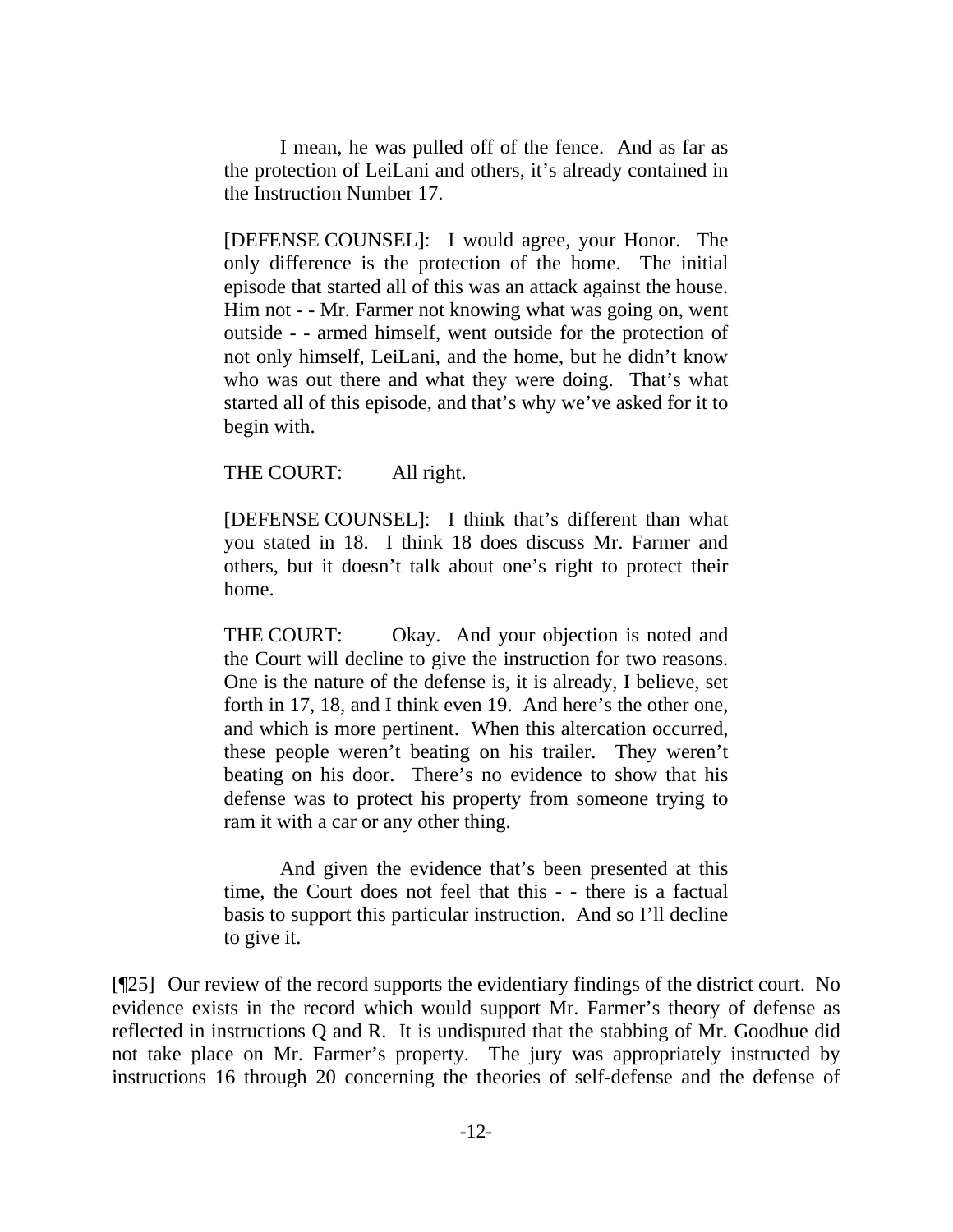I mean, he was pulled off of the fence. And as far as the protection of LeiLani and others, it's already contained in the Instruction Number 17.

[DEFENSE COUNSEL]: I would agree, your Honor. The only difference is the protection of the home. The initial episode that started all of this was an attack against the house. Him not - - Mr. Farmer not knowing what was going on, went outside - - armed himself, went outside for the protection of not only himself, LeiLani, and the home, but he didn't know who was out there and what they were doing. That's what started all of this episode, and that's why we've asked for it to begin with.

THE COURT: All right.

[DEFENSE COUNSEL]: I think that's different than what you stated in 18. I think 18 does discuss Mr. Farmer and others, but it doesn't talk about one's right to protect their home.

THE COURT: Okay. And your objection is noted and the Court will decline to give the instruction for two reasons. One is the nature of the defense is, it is already, I believe, set forth in 17, 18, and I think even 19. And here's the other one, and which is more pertinent. When this altercation occurred, these people weren't beating on his trailer. They weren't beating on his door. There's no evidence to show that his defense was to protect his property from someone trying to ram it with a car or any other thing.

And given the evidence that's been presented at this time, the Court does not feel that this - - there is a factual basis to support this particular instruction. And so I'll decline to give it.

[¶25] Our review of the record supports the evidentiary findings of the district court. No evidence exists in the record which would support Mr. Farmer's theory of defense as reflected in instructions Q and R. It is undisputed that the stabbing of Mr. Goodhue did not take place on Mr. Farmer's property. The jury was appropriately instructed by instructions 16 through 20 concerning the theories of self-defense and the defense of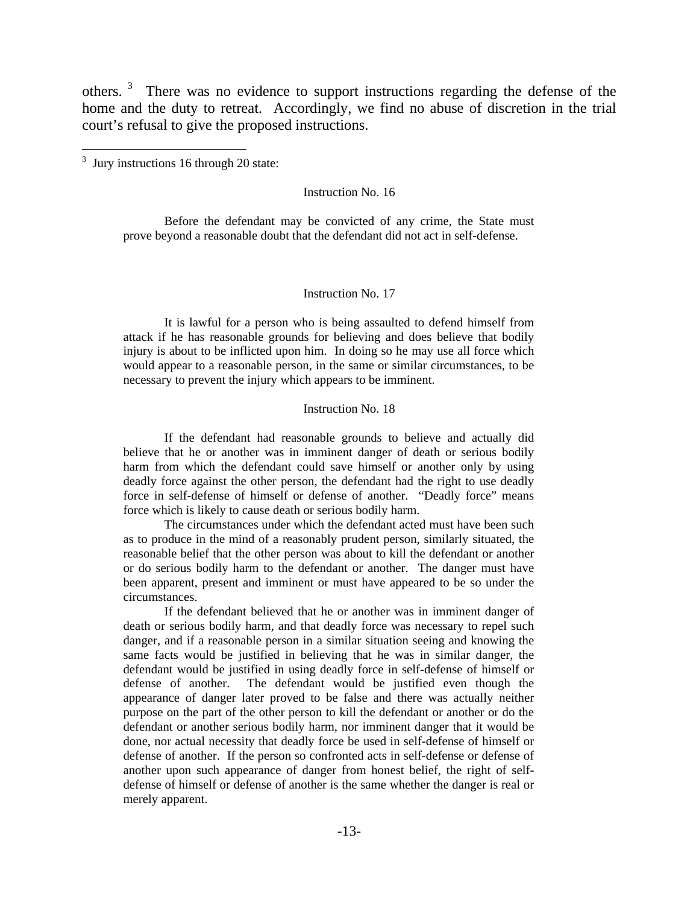others.[3] There was no evidence to support instructions regarding the defense of the home and the duty to retreat. Accordingly, we find no abuse of discretion in the trial court's refusal to give the proposed instructions.

---

[3] Jury instructions 16 through 20 state:

Instruction No. 16

Before the defendant may be convicted of any crime, the State must prove beyond a reasonable doubt that the defendant did not act in self-defense.

Instruction No. 17

It is lawful for a person who is being assaulted to defend himself from attack if he has reasonable grounds for believing and does believe that bodily injury is about to be inflicted upon him. In doing so he may use all force which would appear to a reasonable person, in the same or similar circumstances, to be necessary to prevent the injury which appears to be imminent.

Instruction No. 18

If the defendant had reasonable grounds to believe and actually did believe that he or another was in imminent danger of death or serious bodily harm from which the defendant could save himself or another only by using deadly force against the other person, the defendant had the right to use deadly force in self-defense of himself or defense of another. "Deadly force" means force which is likely to cause death or serious bodily harm.

The circumstances under which the defendant acted must have been such as to produce in the mind of a reasonably prudent person, similarly situated, the reasonable belief that the other person was about to kill the defendant or another or do serious bodily harm to the defendant or another. The danger must have been apparent, present and imminent or must have appeared to be so under the circumstances.

If the defendant believed that he or another was in imminent danger of death or serious bodily harm, and that deadly force was necessary to repel such danger, and if a reasonable person in a similar situation seeing and knowing the same facts would be justified in believing that he was in similar danger, the defendant would be justified in using deadly force in self-defense of himself or defense of another. The defendant would be justified even though the appearance of danger later proved to be false and there was actually neither purpose on the part of the other person to kill the defendant or another or do the defendant or another serious bodily harm, nor imminent danger that it would be done, nor actual necessity that deadly force be used in self-defense of himself or defense of another. If the person so confronted acts in self-defense or defense of another upon such appearance of danger from honest belief, the right of self-defense of himself or defense of another is the same whether the danger is real or merely apparent.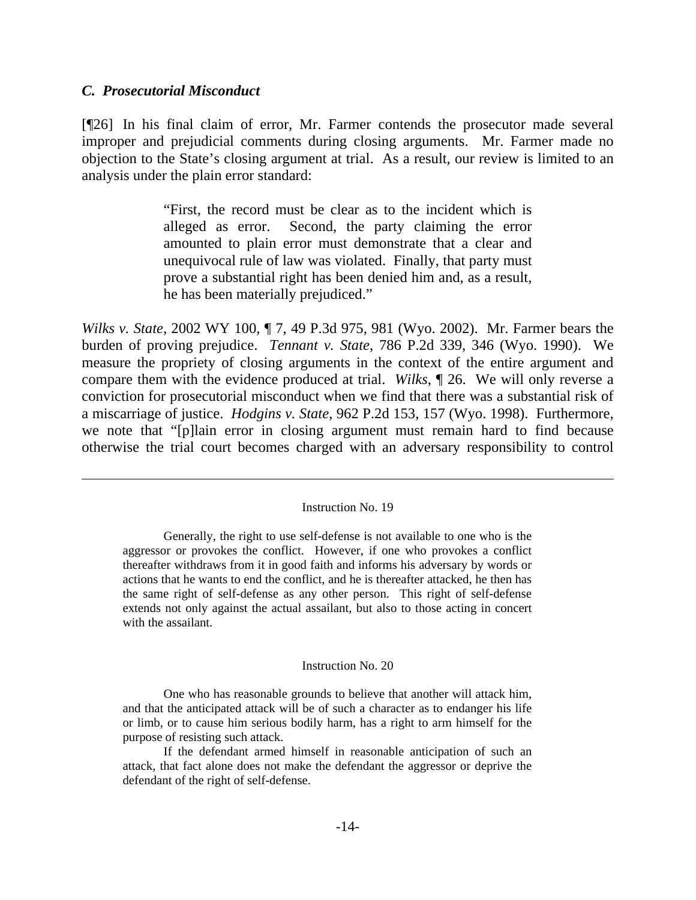### *C. Prosecutorial Misconduct*

[¶26] In his final claim of error, Mr. Farmer contends the prosecutor made several improper and prejudicial comments during closing arguments. Mr. Farmer made no objection to the State's closing argument at trial. As a result, our review is limited to an analysis under the plain error standard:

> "First, the record must be clear as to the incident which is alleged as error. Second, the party claiming the error amounted to plain error must demonstrate that a clear and unequivocal rule of law was violated. Finally, that party must prove a substantial right has been denied him and, as a result, he has been materially prejudiced."

*Wilks v. State*, 2002 WY 100, ¶ 7, 49 P.3d 975, 981 (Wyo. 2002). Mr. Farmer bears the burden of proving prejudice. *Tennant v. State*, 786 P.2d 339, 346 (Wyo. 1990). We measure the propriety of closing arguments in the context of the entire argument and compare them with the evidence produced at trial. *Wilks*, ¶ 26. We will only reverse a conviction for prosecutorial misconduct when we find that there was a substantial risk of a miscarriage of justice. *Hodgins v. State*, 962 P.2d 153, 157 (Wyo. 1998). Furthermore, we note that "[p]lain error in closing argument must remain hard to find because otherwise the trial court becomes charged with an adversary responsibility to control

---

Instruction No. 19

Generally, the right to use self-defense is not available to one who is the aggressor or provokes the conflict. However, if one who provokes a conflict thereafter withdraws from it in good faith and informs his adversary by words or actions that he wants to end the conflict, and he is thereafter attacked, he then has the same right of self-defense as any other person. This right of self-defense extends not only against the actual assailant, but also to those acting in concert with the assailant.

Instruction No. 20

One who has reasonable grounds to believe that another will attack him, and that the anticipated attack will be of such a character as to endanger his life or limb, or to cause him serious bodily harm, has a right to arm himself for the purpose of resisting such attack.

If the defendant armed himself in reasonable anticipation of such an attack, that fact alone does not make the defendant the aggressor or deprive the defendant of the right of self-defense.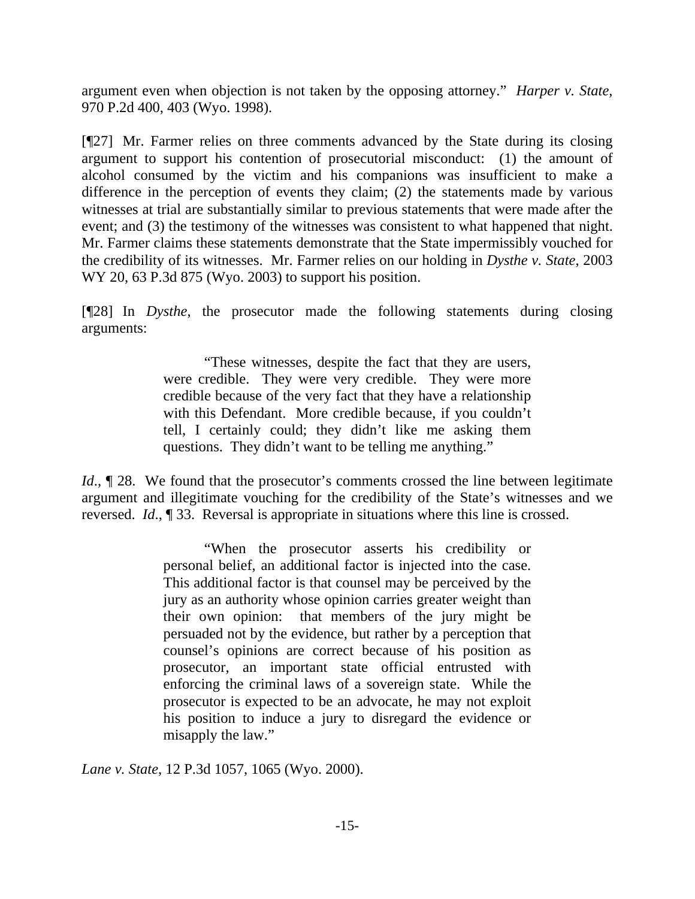argument even when objection is not taken by the opposing attorney." *Harper v. State*, 970 P.2d 400, 403 (Wyo. 1998).

[¶27] Mr. Farmer relies on three comments advanced by the State during its closing argument to support his contention of prosecutorial misconduct: (1) the amount of alcohol consumed by the victim and his companions was insufficient to make a difference in the perception of events they claim; (2) the statements made by various witnesses at trial are substantially similar to previous statements that were made after the event; and (3) the testimony of the witnesses was consistent to what happened that night. Mr. Farmer claims these statements demonstrate that the State impermissibly vouched for the credibility of its witnesses. Mr. Farmer relies on our holding in *Dysthe v. State*, 2003 WY 20, 63 P.3d 875 (Wyo. 2003) to support his position.

[¶28] In *Dysthe*, the prosecutor made the following statements during closing arguments:

> "These witnesses, despite the fact that they are users, were credible. They were very credible. They were more credible because of the very fact that they have a relationship with this Defendant. More credible because, if you couldn't tell, I certainly could; they didn't like me asking them questions. They didn't want to be telling me anything."

*Id*., ¶ 28. We found that the prosecutor's comments crossed the line between legitimate argument and illegitimate vouching for the credibility of the State's witnesses and we reversed. *Id*., ¶ 33. Reversal is appropriate in situations where this line is crossed.

> "When the prosecutor asserts his credibility or personal belief, an additional factor is injected into the case. This additional factor is that counsel may be perceived by the jury as an authority whose opinion carries greater weight than their own opinion: that members of the jury might be persuaded not by the evidence, but rather by a perception that counsel's opinions are correct because of his position as prosecutor, an important state official entrusted with enforcing the criminal laws of a sovereign state. While the prosecutor is expected to be an advocate, he may not exploit his position to induce a jury to disregard the evidence or misapply the law."

*Lane v. State*, 12 P.3d 1057, 1065 (Wyo. 2000).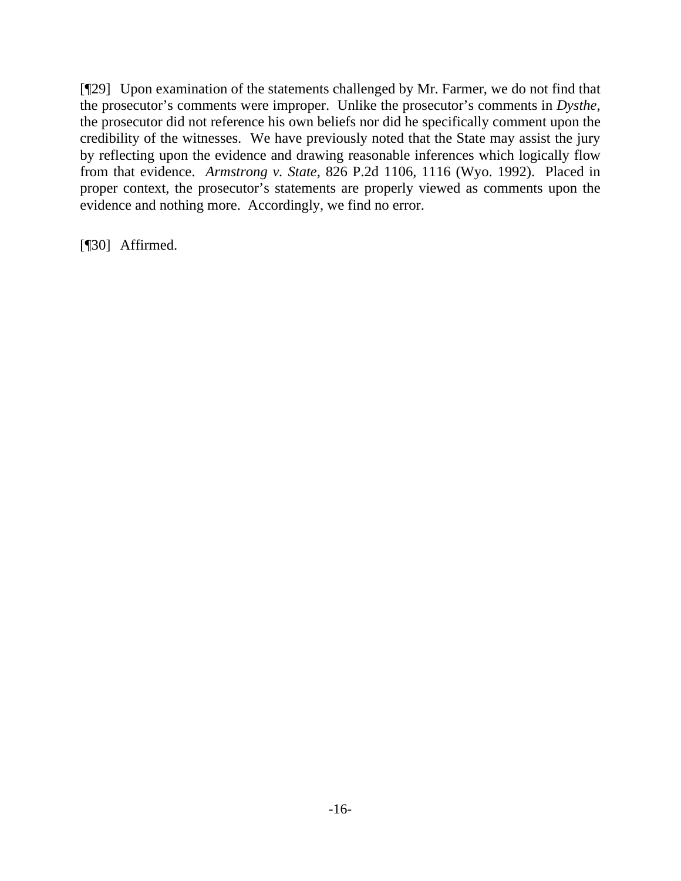[¶29] Upon examination of the statements challenged by Mr. Farmer, we do not find that the prosecutor's comments were improper. Unlike the prosecutor's comments in *Dysthe*, the prosecutor did not reference his own beliefs nor did he specifically comment upon the credibility of the witnesses. We have previously noted that the State may assist the jury by reflecting upon the evidence and drawing reasonable inferences which logically flow from that evidence. *Armstrong v. State*, 826 P.2d 1106, 1116 (Wyo. 1992). Placed in proper context, the prosecutor's statements are properly viewed as comments upon the evidence and nothing more. Accordingly, we find no error.

[¶30] Affirmed.